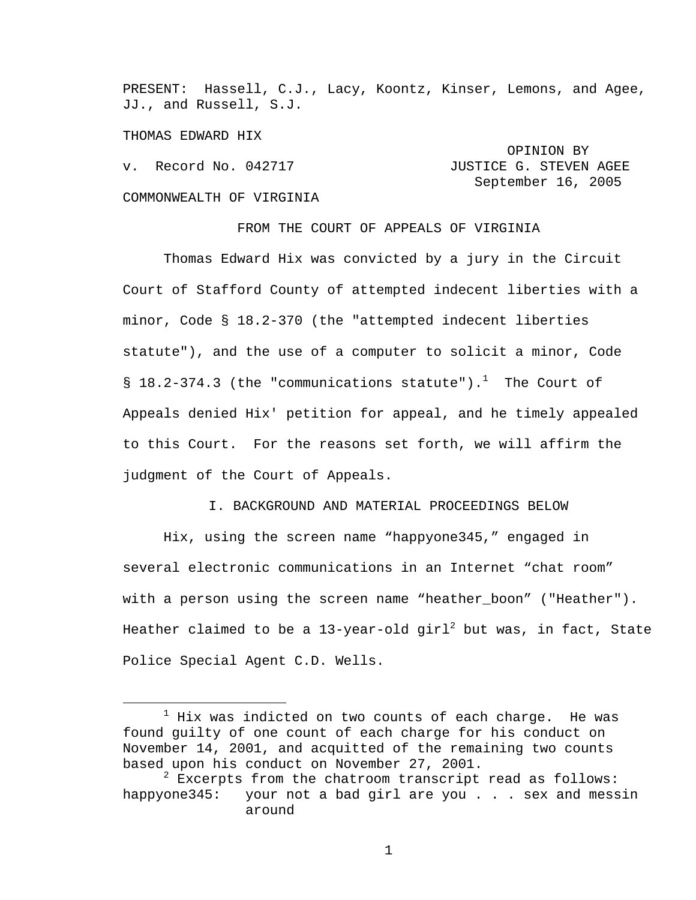PRESENT: Hassell, C.J., Lacy, Koontz, Kinser, Lemons, and Agee, JJ., and Russell, S.J.

THOMAS EDWARD HIX

OPINION BY
v. Record No. 042717 JUSTICE G. STEVEN AGEE
September 16, 2005

COMMONWEALTH OF VIRGINIA

FROM THE COURT OF APPEALS OF VIRGINIA

Thomas Edward Hix was convicted by a jury in the Circuit Court of Stafford County of attempted indecent liberties with a minor, Code § 18.2-370 (the "attempted indecent liberties statute"), and the use of a computer to solicit a minor, Code § 18.2-374.3 (the "communications statute").[1] The Court of Appeals denied Hix' petition for appeal, and he timely appealed to this Court. For the reasons set forth, we will affirm the judgment of the Court of Appeals.

## I. BACKGROUND AND MATERIAL PROCEEDINGS BELOW

Hix, using the screen name “happyone345,” engaged in several electronic communications in an Internet “chat room” with a person using the screen name “heather_boon” ("Heather"). Heather claimed to be a 13-year-old girl[2] but was, in fact, State Police Special Agent C.D. Wells.

---

[1] Hix was indicted on two counts of each charge. He was found guilty of one count of each charge for his conduct on November 14, 2001, and acquitted of the remaining two counts based upon his conduct on November 27, 2001.

[2] Excerpts from the chatroom transcript read as follows:

happyone345: your not a bad girl are you . . . sex and messin around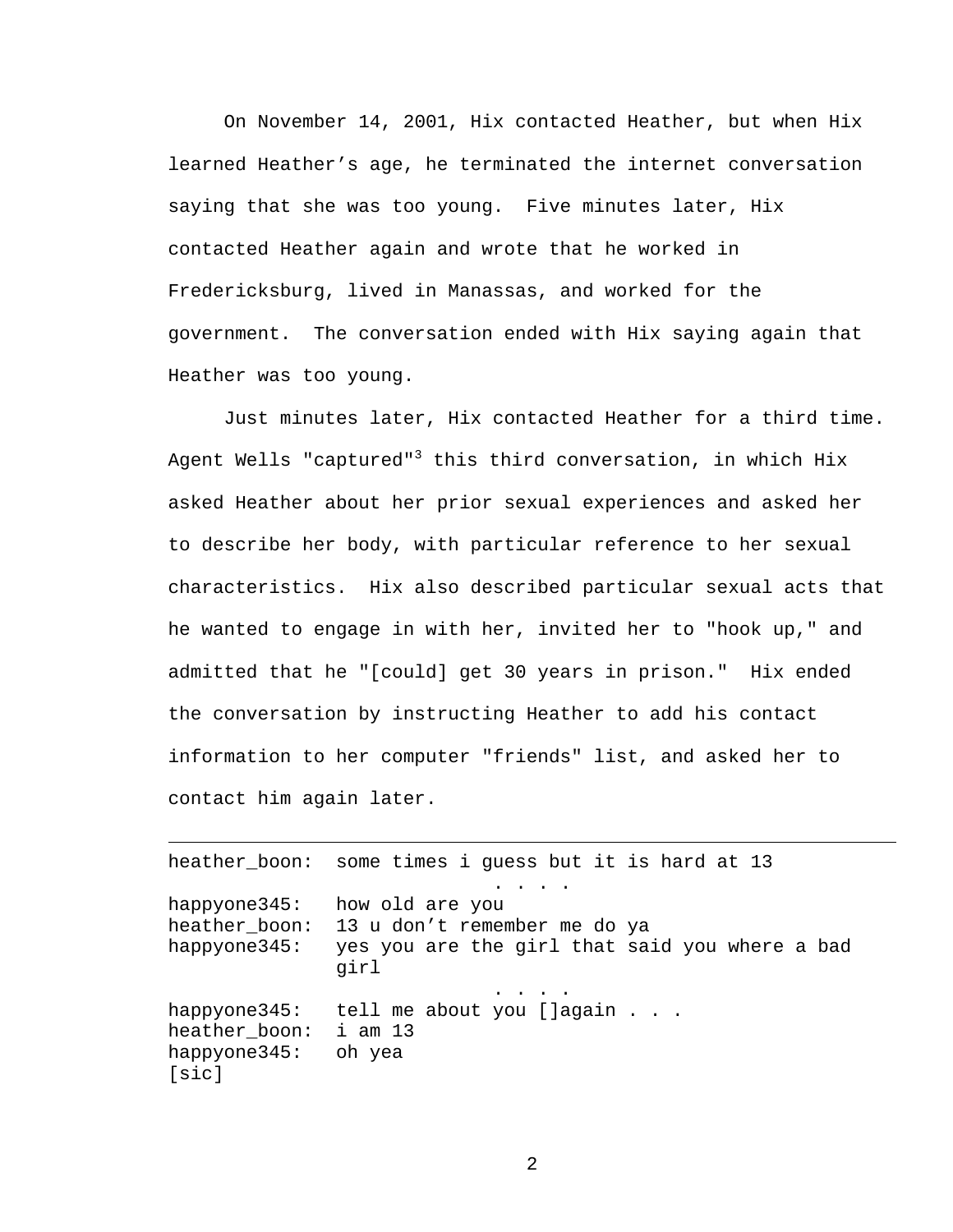On November 14, 2001, Hix contacted Heather, but when Hix learned Heather's age, he terminated the internet conversation saying that she was too young. Five minutes later, Hix contacted Heather again and wrote that he worked in Fredericksburg, lived in Manassas, and worked for the government. The conversation ended with Hix saying again that Heather was too young.

Just minutes later, Hix contacted Heather for a third time. Agent Wells "captured"[3] this third conversation, in which Hix asked Heather about her prior sexual experiences and asked her to describe her body, with particular reference to her sexual characteristics. Hix also described particular sexual acts that he wanted to engage in with her, invited her to "hook up," and admitted that he "[could] get 30 years in prison." Hix ended the conversation by instructing Heather to add his contact information to her computer "friends" list, and asked her to contact him again later.

---

```
heather_boon:  some times i guess but it is hard at 13
                             . . . .
happyone345:   how old are you
heather_boon:  13 u don't remember me do ya
happyone345:   yes you are the girl that said you where a bad
               girl
                             . . . .
happyone345:   tell me about you []again . . .
heather_boon:  i am 13
happyone345:   oh yea
[sic]
```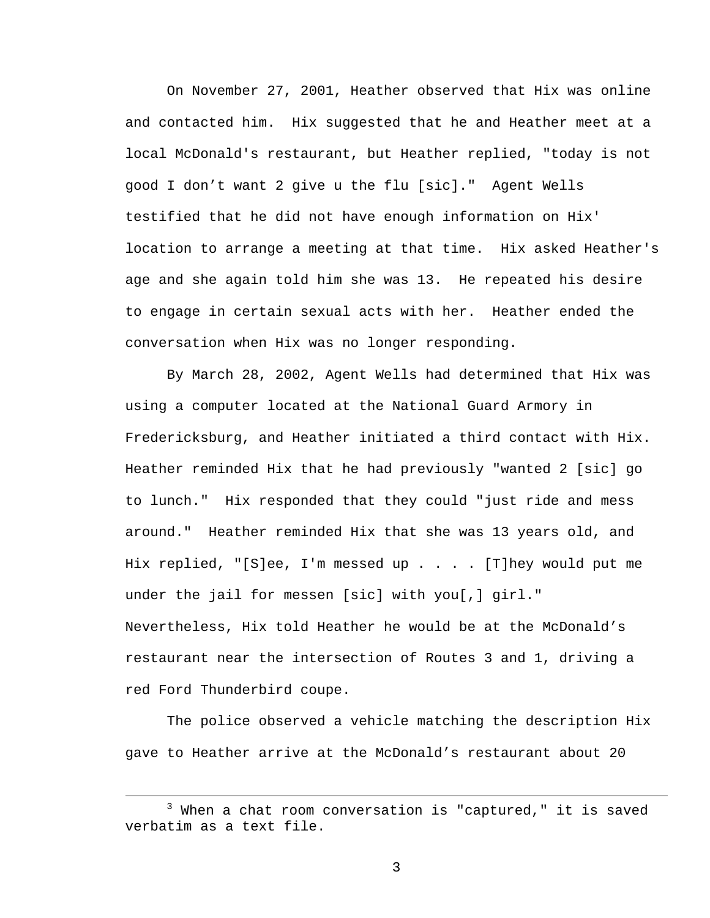On November 27, 2001, Heather observed that Hix was online and contacted him. Hix suggested that he and Heather meet at a local McDonald's restaurant, but Heather replied, "today is not good I don’t want 2 give u the flu [sic]." Agent Wells testified that he did not have enough information on Hix' location to arrange a meeting at that time. Hix asked Heather's age and she again told him she was 13. He repeated his desire to engage in certain sexual acts with her. Heather ended the conversation when Hix was no longer responding.

By March 28, 2002, Agent Wells had determined that Hix was using a computer located at the National Guard Armory in Fredericksburg, and Heather initiated a third contact with Hix. Heather reminded Hix that he had previously "wanted 2 [sic] go to lunch." Hix responded that they could "just ride and mess around." Heather reminded Hix that she was 13 years old, and Hix replied, "[S]ee, I'm messed up . . . . [T]hey would put me under the jail for messen [sic] with you[,] girl." Nevertheless, Hix told Heather he would be at the McDonald’s restaurant near the intersection of Routes 3 and 1, driving a red Ford Thunderbird coupe.

The police observed a vehicle matching the description Hix gave to Heather arrive at the McDonald’s restaurant about 20

---

[3] When a chat room conversation is "captured," it is saved verbatim as a text file.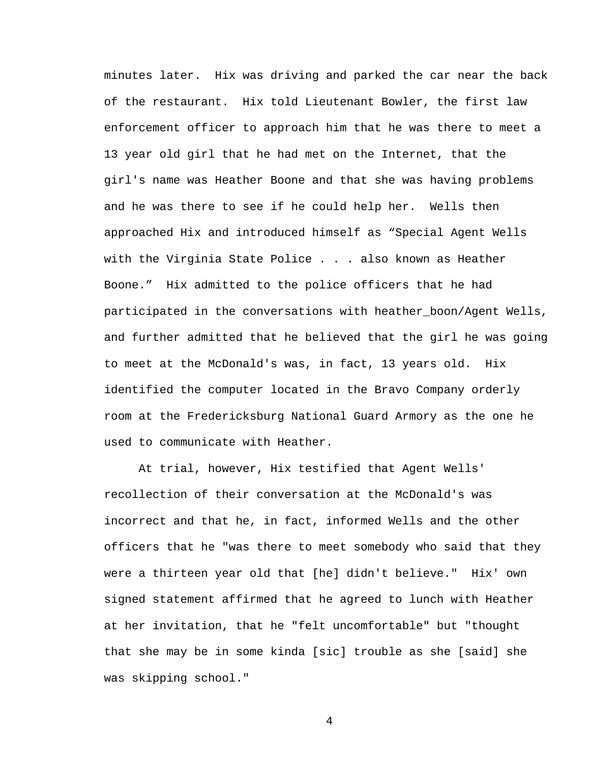minutes later. Hix was driving and parked the car near the back of the restaurant. Hix told Lieutenant Bowler, the first law enforcement officer to approach him that he was there to meet a 13 year old girl that he had met on the Internet, that the girl's name was Heather Boone and that she was having problems and he was there to see if he could help her. Wells then approached Hix and introduced himself as "Special Agent Wells with the Virginia State Police . . . also known as Heather Boone." Hix admitted to the police officers that he had participated in the conversations with heather_boon/Agent Wells, and further admitted that he believed that the girl he was going to meet at the McDonald's was, in fact, 13 years old. Hix identified the computer located in the Bravo Company orderly room at the Fredericksburg National Guard Armory as the one he used to communicate with Heather.

At trial, however, Hix testified that Agent Wells' recollection of their conversation at the McDonald's was incorrect and that he, in fact, informed Wells and the other officers that he "was there to meet somebody who said that they were a thirteen year old that [he] didn't believe." Hix' own signed statement affirmed that he agreed to lunch with Heather at her invitation, that he "felt uncomfortable" but "thought that she may be in some kinda [sic] trouble as she [said] she was skipping school."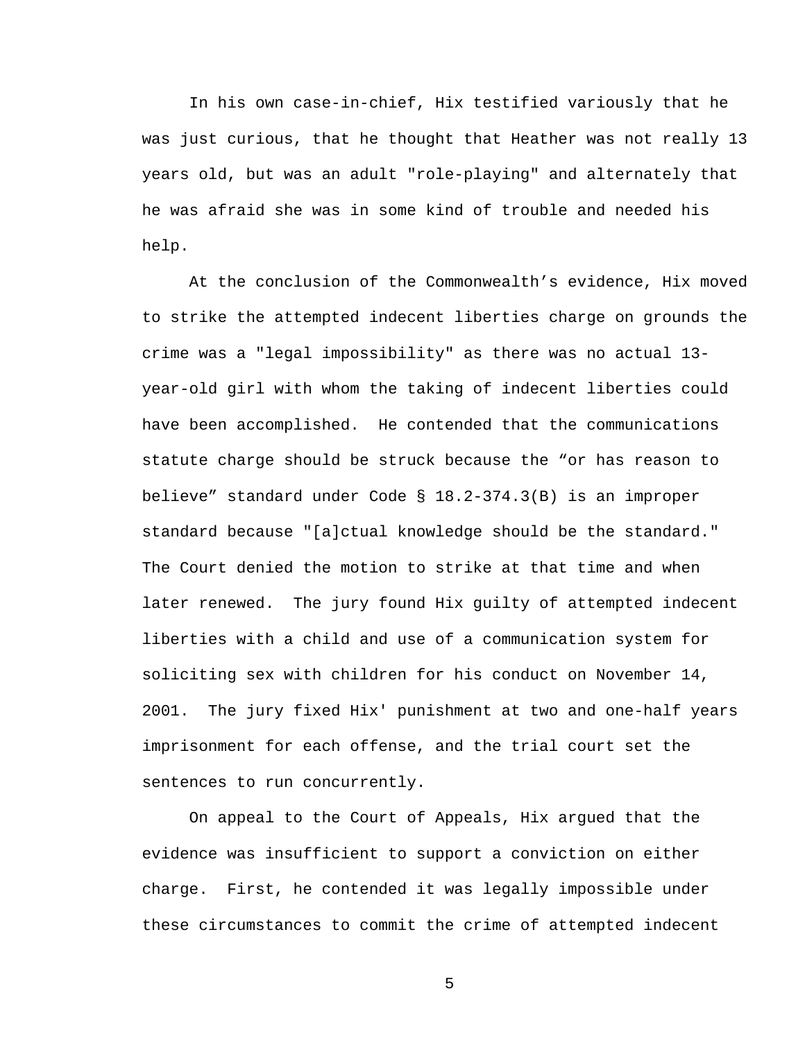In his own case-in-chief, Hix testified variously that he was just curious, that he thought that Heather was not really 13 years old, but was an adult "role-playing" and alternately that he was afraid she was in some kind of trouble and needed his help.

At the conclusion of the Commonwealth's evidence, Hix moved to strike the attempted indecent liberties charge on grounds the crime was a "legal impossibility" as there was no actual 13-year-old girl with whom the taking of indecent liberties could have been accomplished. He contended that the communications statute charge should be struck because the "or has reason to believe" standard under Code § 18.2-374.3(B) is an improper standard because "[a]ctual knowledge should be the standard." The Court denied the motion to strike at that time and when later renewed. The jury found Hix guilty of attempted indecent liberties with a child and use of a communication system for soliciting sex with children for his conduct on November 14, 2001. The jury fixed Hix' punishment at two and one-half years imprisonment for each offense, and the trial court set the sentences to run concurrently.

On appeal to the Court of Appeals, Hix argued that the evidence was insufficient to support a conviction on either charge. First, he contended it was legally impossible under these circumstances to commit the crime of attempted indecent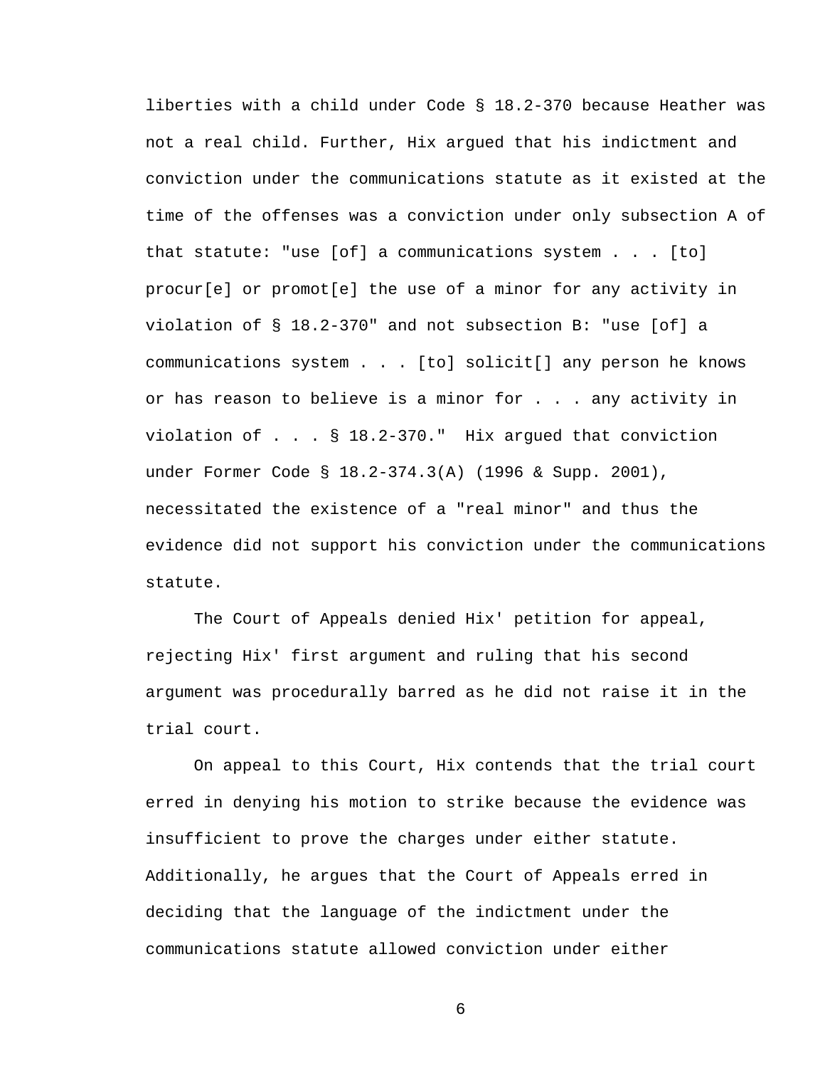liberties with a child under Code § 18.2-370 because Heather was not a real child. Further, Hix argued that his indictment and conviction under the communications statute as it existed at the time of the offenses was a conviction under only subsection A of that statute: "use [of] a communications system . . . [to] procur[e] or promot[e] the use of a minor for any activity in violation of § 18.2-370" and not subsection B: "use [of] a communications system . . . [to] solicit[] any person he knows or has reason to believe is a minor for . . . any activity in violation of . . . § 18.2-370." Hix argued that conviction under Former Code § 18.2-374.3(A) (1996 & Supp. 2001), necessitated the existence of a "real minor" and thus the evidence did not support his conviction under the communications statute.

The Court of Appeals denied Hix' petition for appeal, rejecting Hix' first argument and ruling that his second argument was procedurally barred as he did not raise it in the trial court.

On appeal to this Court, Hix contends that the trial court erred in denying his motion to strike because the evidence was insufficient to prove the charges under either statute. Additionally, he argues that the Court of Appeals erred in deciding that the language of the indictment under the communications statute allowed conviction under either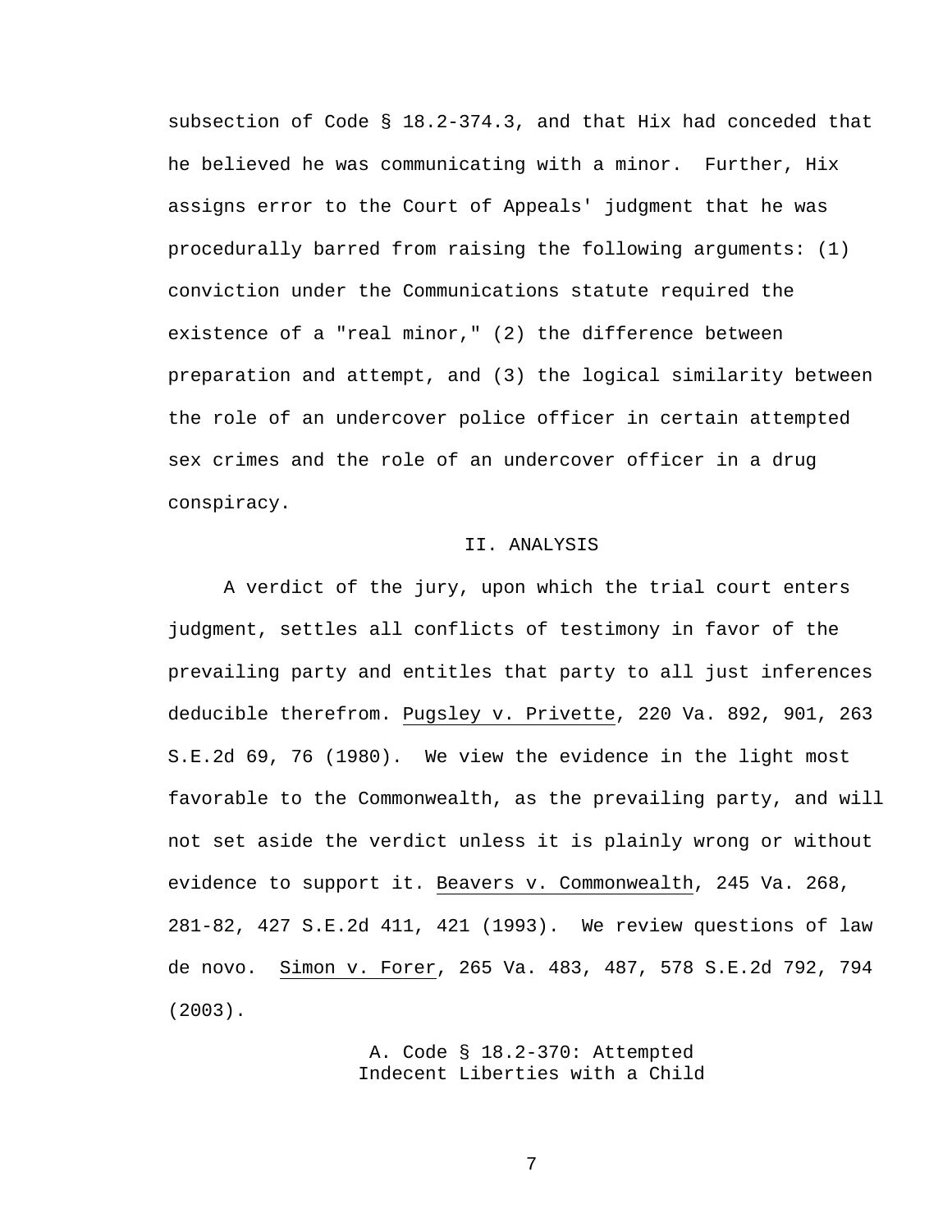subsection of Code § 18.2-374.3, and that Hix had conceded that he believed he was communicating with a minor. Further, Hix assigns error to the Court of Appeals' judgment that he was procedurally barred from raising the following arguments: (1) conviction under the Communications statute required the existence of a "real minor," (2) the difference between preparation and attempt, and (3) the logical similarity between the role of an undercover police officer in certain attempted sex crimes and the role of an undercover officer in a drug conspiracy.

## II. ANALYSIS

A verdict of the jury, upon which the trial court enters judgment, settles all conflicts of testimony in favor of the prevailing party and entitles that party to all just inferences deducible therefrom. Pugsley v. Privette, 220 Va. 892, 901, 263 S.E.2d 69, 76 (1980). We view the evidence in the light most favorable to the Commonwealth, as the prevailing party, and will not set aside the verdict unless it is plainly wrong or without evidence to support it. Beavers v. Commonwealth, 245 Va. 268, 281-82, 427 S.E.2d 411, 421 (1993). We review questions of law de novo. Simon v. Forer, 265 Va. 483, 487, 578 S.E.2d 792, 794 (2003).

### A. Code § 18.2-370: Attempted Indecent Liberties with a Child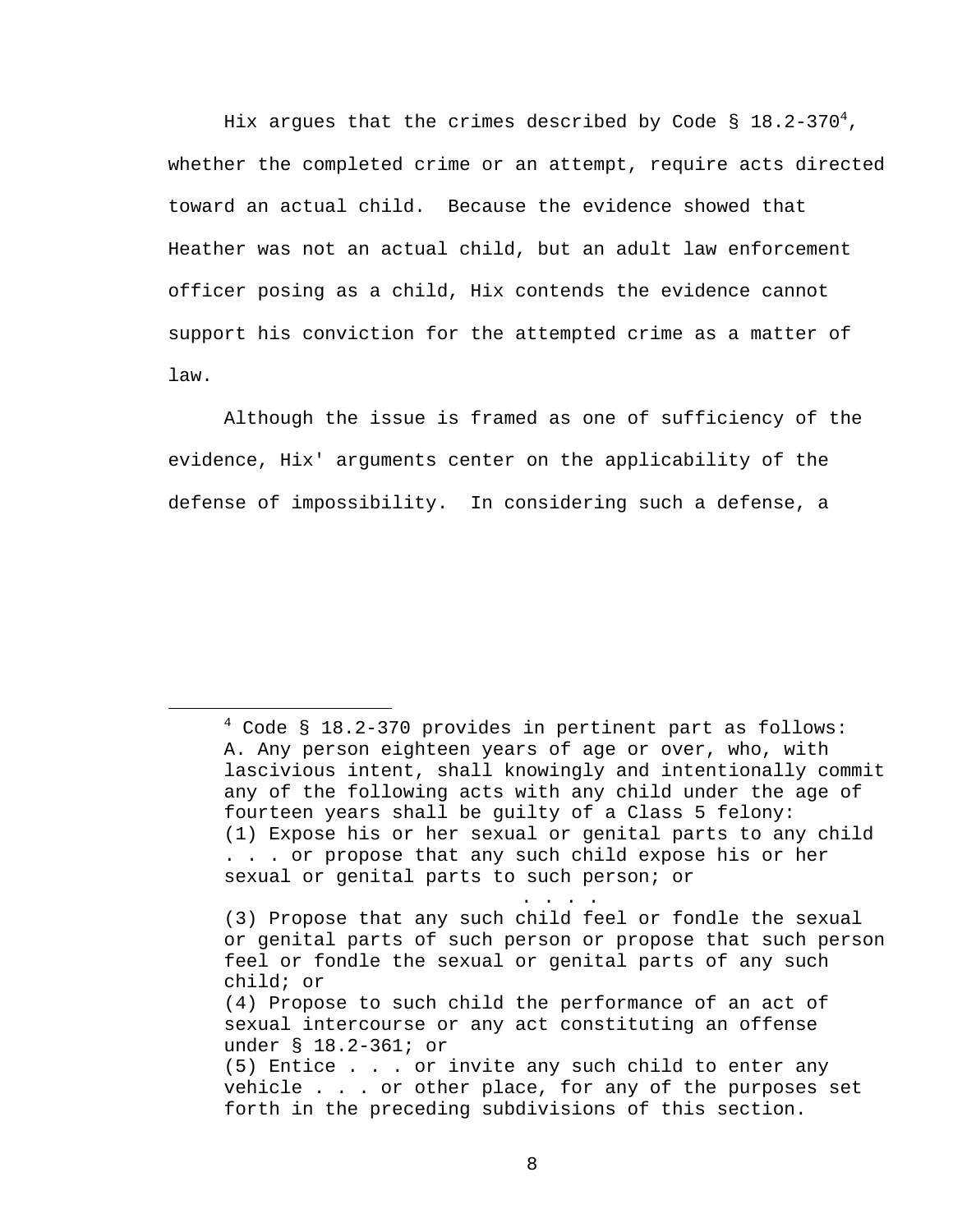Hix argues that the crimes described by Code § 18.2-370[4], whether the completed crime or an attempt, require acts directed toward an actual child. Because the evidence showed that Heather was not an actual child, but an adult law enforcement officer posing as a child, Hix contends the evidence cannot support his conviction for the attempted crime as a matter of law.

Although the issue is framed as one of sufficiency of the evidence, Hix' arguments center on the applicability of the defense of impossibility. In considering such a defense, a

---

[4] Code § 18.2-370 provides in pertinent part as follows:
A. Any person eighteen years of age or over, who, with lascivious intent, shall knowingly and intentionally commit any of the following acts with any child under the age of fourteen years shall be guilty of a Class 5 felony:
(1) Expose his or her sexual or genital parts to any child . . . or propose that any such child expose his or her sexual or genital parts to such person; or

. . . .

(3) Propose that any such child feel or fondle the sexual or genital parts of such person or propose that such person feel or fondle the sexual or genital parts of any such child; or
(4) Propose to such child the performance of an act of sexual intercourse or any act constituting an offense under § 18.2-361; or
(5) Entice . . . or invite any such child to enter any vehicle . . . or other place, for any of the purposes set forth in the preceding subdivisions of this section.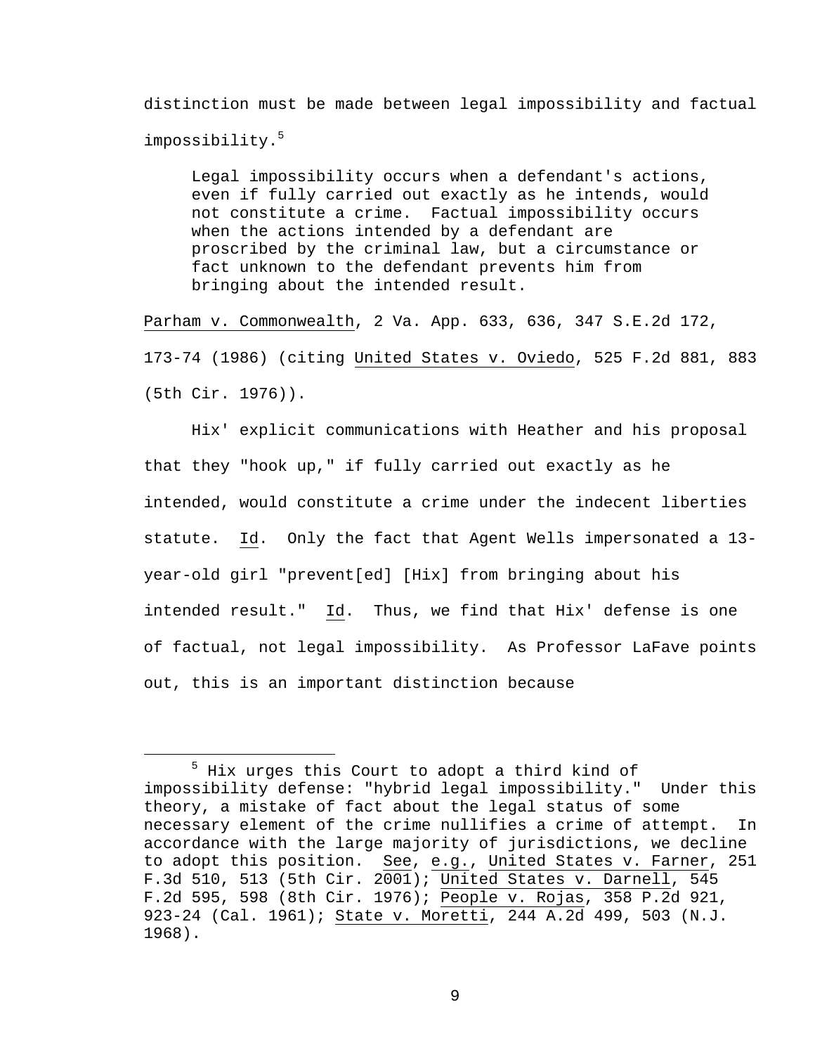distinction must be made between legal impossibility and factual impossibility.[5]

> Legal impossibility occurs when a defendant's actions, even if fully carried out exactly as he intends, would not constitute a crime. Factual impossibility occurs when the actions intended by a defendant are proscribed by the criminal law, but a circumstance or fact unknown to the defendant prevents him from bringing about the intended result.

Parham v. Commonwealth, 2 Va. App. 633, 636, 347 S.E.2d 172, 173-74 (1986) (citing United States v. Oviedo, 525 F.2d 881, 883 (5th Cir. 1976)).

Hix' explicit communications with Heather and his proposal that they "hook up," if fully carried out exactly as he intended, would constitute a crime under the indecent liberties statute. Id. Only the fact that Agent Wells impersonated a 13-year-old girl "prevent[ed] [Hix] from bringing about his intended result." Id. Thus, we find that Hix' defense is one of factual, not legal impossibility. As Professor LaFave points out, this is an important distinction because

---

[5] Hix urges this Court to adopt a third kind of impossibility defense: "hybrid legal impossibility." Under this theory, a mistake of fact about the legal status of some necessary element of the crime nullifies a crime of attempt. In accordance with the large majority of jurisdictions, we decline to adopt this position. See, e.g., United States v. Farner, 251 F.3d 510, 513 (5th Cir. 2001); United States v. Darnell, 545 F.2d 595, 598 (8th Cir. 1976); People v. Rojas, 358 P.2d 921, 923-24 (Cal. 1961); State v. Moretti, 244 A.2d 499, 503 (N.J. 1968).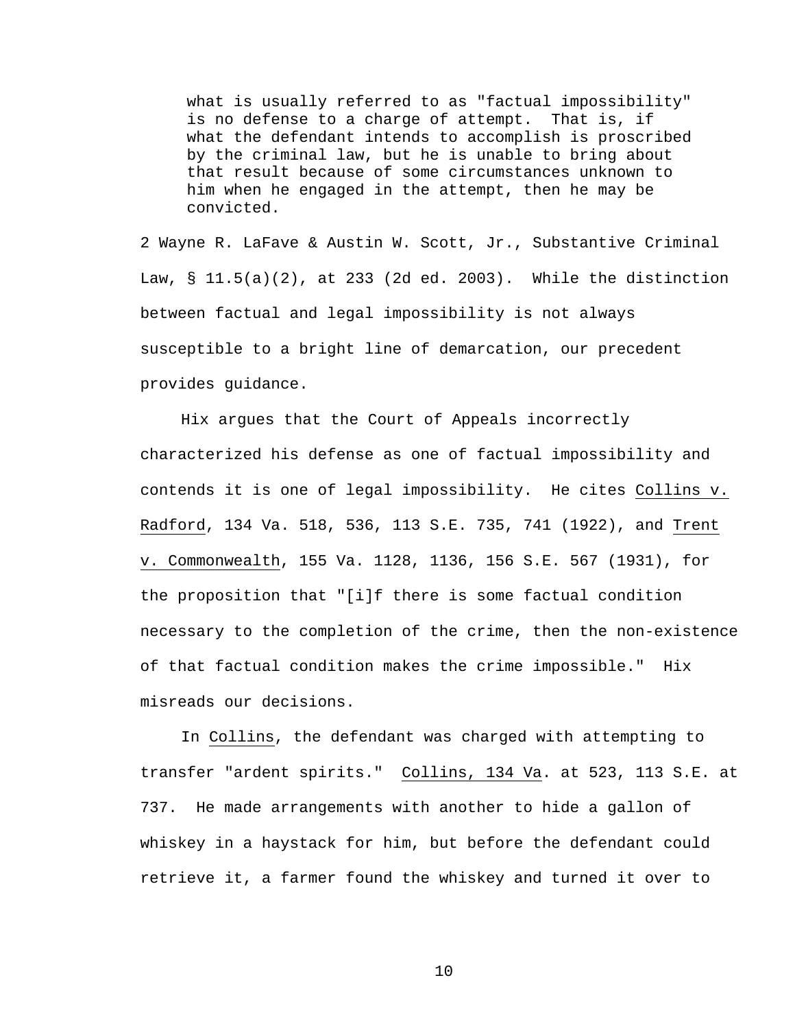> what is usually referred to as "factual impossibility" is no defense to a charge of attempt. That is, if what the defendant intends to accomplish is proscribed by the criminal law, but he is unable to bring about that result because of some circumstances unknown to him when he engaged in the attempt, then he may be convicted.

2 Wayne R. LaFave & Austin W. Scott, Jr., Substantive Criminal Law, § 11.5(a)(2), at 233 (2d ed. 2003). While the distinction between factual and legal impossibility is not always susceptible to a bright line of demarcation, our precedent provides guidance.

Hix argues that the Court of Appeals incorrectly characterized his defense as one of factual impossibility and contends it is one of legal impossibility. He cites Collins v. Radford, 134 Va. 518, 536, 113 S.E. 735, 741 (1922), and Trent v. Commonwealth, 155 Va. 1128, 1136, 156 S.E. 567 (1931), for the proposition that "[i]f there is some factual condition necessary to the completion of the crime, then the non-existence of that factual condition makes the crime impossible." Hix misreads our decisions.

In Collins, the defendant was charged with attempting to transfer "ardent spirits." Collins, 134 Va. at 523, 113 S.E. at 737. He made arrangements with another to hide a gallon of whiskey in a haystack for him, but before the defendant could retrieve it, a farmer found the whiskey and turned it over to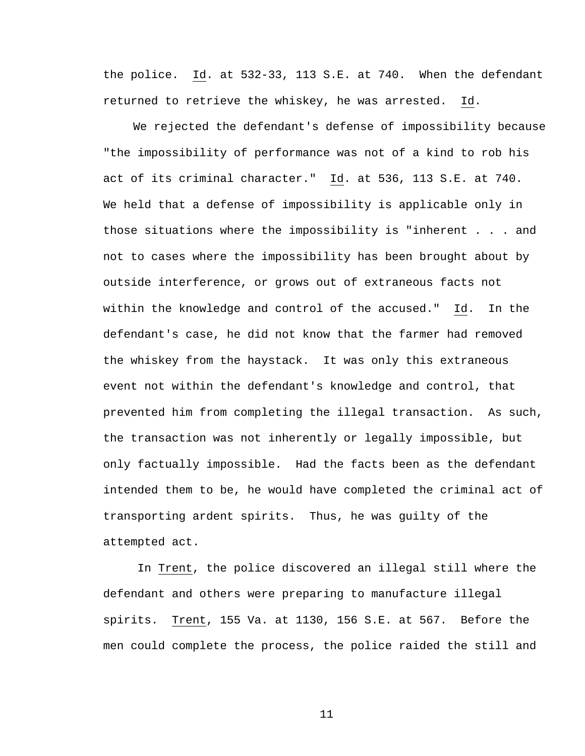the police. _Id_. at 532-33, 113 S.E. at 740. When the defendant returned to retrieve the whiskey, he was arrested. _Id_.

We rejected the defendant's defense of impossibility because "the impossibility of performance was not of a kind to rob his act of its criminal character." _Id_. at 536, 113 S.E. at 740. We held that a defense of impossibility is applicable only in those situations where the impossibility is "inherent . . . and not to cases where the impossibility has been brought about by outside interference, or grows out of extraneous facts not within the knowledge and control of the accused." _Id_. In the defendant's case, he did not know that the farmer had removed the whiskey from the haystack. It was only this extraneous event not within the defendant's knowledge and control, that prevented him from completing the illegal transaction. As such, the transaction was not inherently or legally impossible, but only factually impossible. Had the facts been as the defendant intended them to be, he would have completed the criminal act of transporting ardent spirits. Thus, he was guilty of the attempted act.

In _Trent_, the police discovered an illegal still where the defendant and others were preparing to manufacture illegal spirits. _Trent_, 155 Va. at 1130, 156 S.E. at 567. Before the men could complete the process, the police raided the still and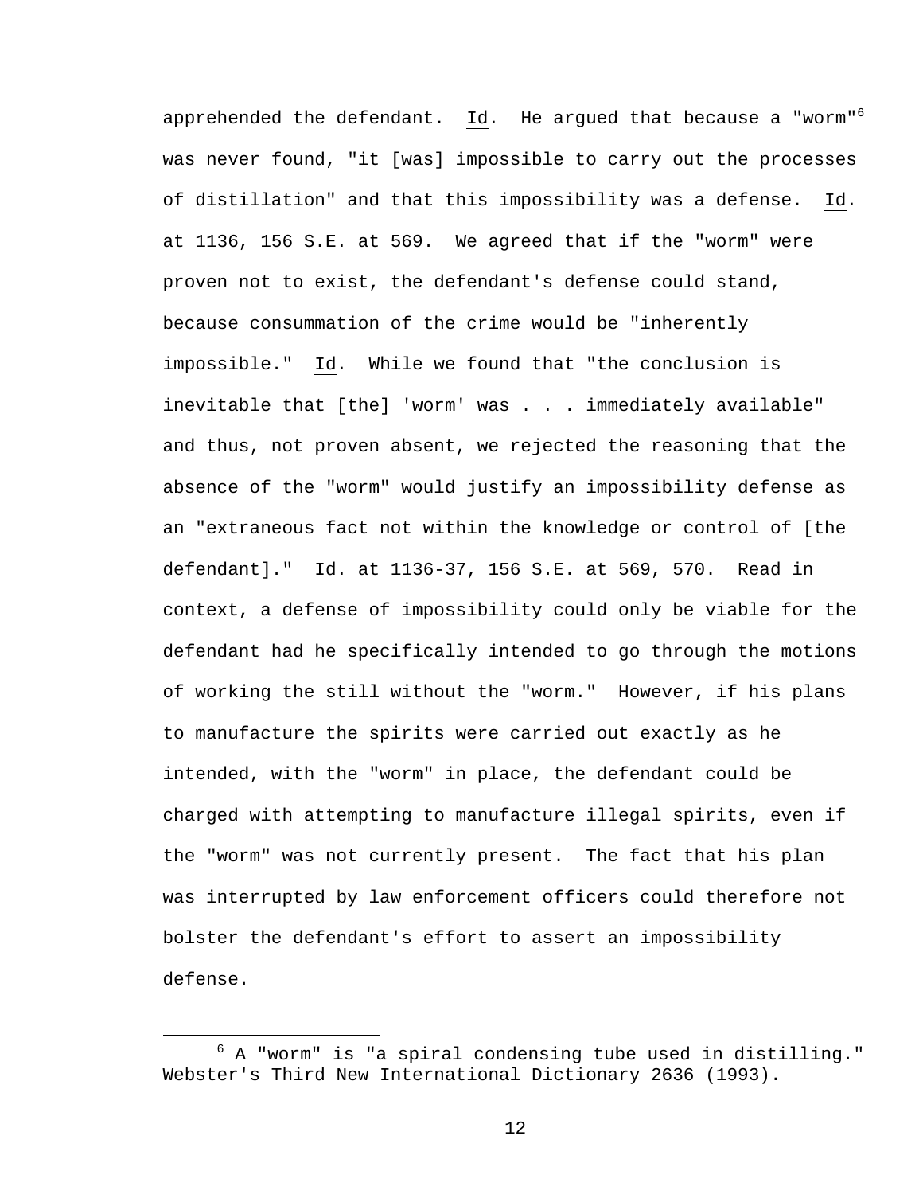apprehended the defendant. Id. He argued that because a "worm"[6] was never found, "it [was] impossible to carry out the processes of distillation" and that this impossibility was a defense. Id. at 1136, 156 S.E. at 569. We agreed that if the "worm" were proven not to exist, the defendant's defense could stand, because consummation of the crime would be "inherently impossible." Id. While we found that "the conclusion is inevitable that [the] 'worm' was . . . immediately available" and thus, not proven absent, we rejected the reasoning that the absence of the "worm" would justify an impossibility defense as an "extraneous fact not within the knowledge or control of [the defendant]." Id. at 1136-37, 156 S.E. at 569, 570. Read in context, a defense of impossibility could only be viable for the defendant had he specifically intended to go through the motions of working the still without the "worm." However, if his plans to manufacture the spirits were carried out exactly as he intended, with the "worm" in place, the defendant could be charged with attempting to manufacture illegal spirits, even if the "worm" was not currently present. The fact that his plan was interrupted by law enforcement officers could therefore not bolster the defendant's effort to assert an impossibility defense.

---

[6] A "worm" is "a spiral condensing tube used in distilling." Webster's Third New International Dictionary 2636 (1993).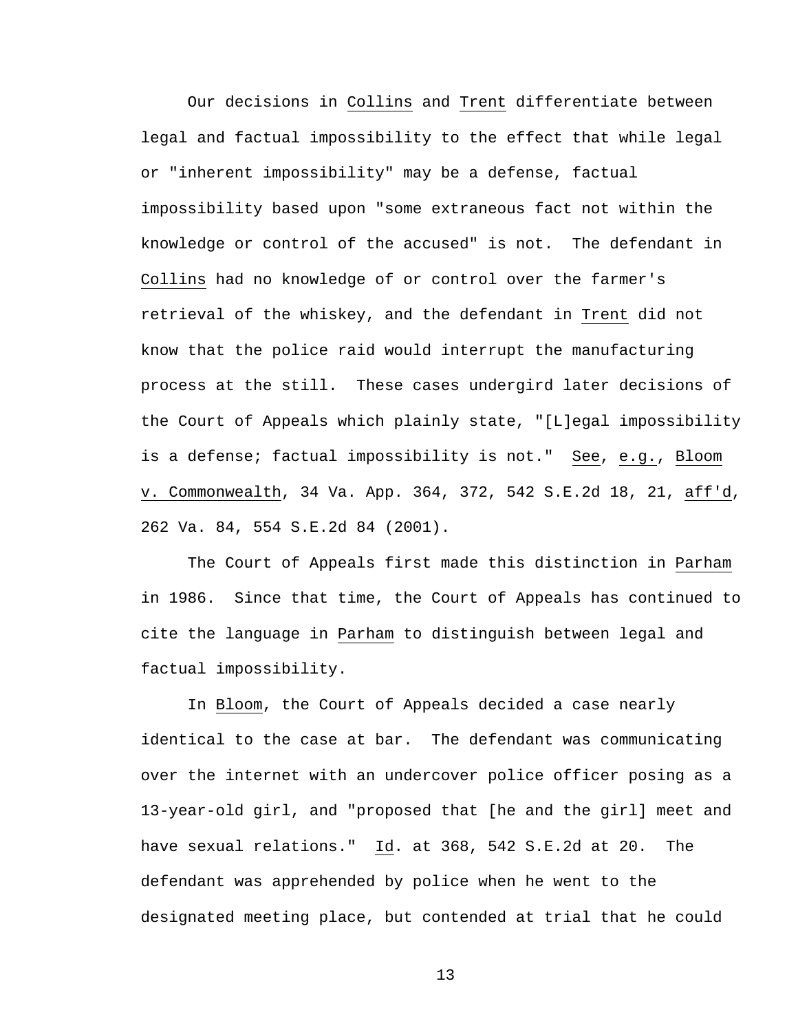Our decisions in Collins and Trent differentiate between legal and factual impossibility to the effect that while legal or "inherent impossibility" may be a defense, factual impossibility based upon "some extraneous fact not within the knowledge or control of the accused" is not. The defendant in Collins had no knowledge of or control over the farmer's retrieval of the whiskey, and the defendant in Trent did not know that the police raid would interrupt the manufacturing process at the still. These cases undergird later decisions of the Court of Appeals which plainly state, "[L]egal impossibility is a defense; factual impossibility is not." See, e.g., Bloom v. Commonwealth, 34 Va. App. 364, 372, 542 S.E.2d 18, 21, aff'd, 262 Va. 84, 554 S.E.2d 84 (2001).

The Court of Appeals first made this distinction in Parham in 1986. Since that time, the Court of Appeals has continued to cite the language in Parham to distinguish between legal and factual impossibility.

In Bloom, the Court of Appeals decided a case nearly identical to the case at bar. The defendant was communicating over the internet with an undercover police officer posing as a 13-year-old girl, and "proposed that [he and the girl] meet and have sexual relations." Id. at 368, 542 S.E.2d at 20. The defendant was apprehended by police when he went to the designated meeting place, but contended at trial that he could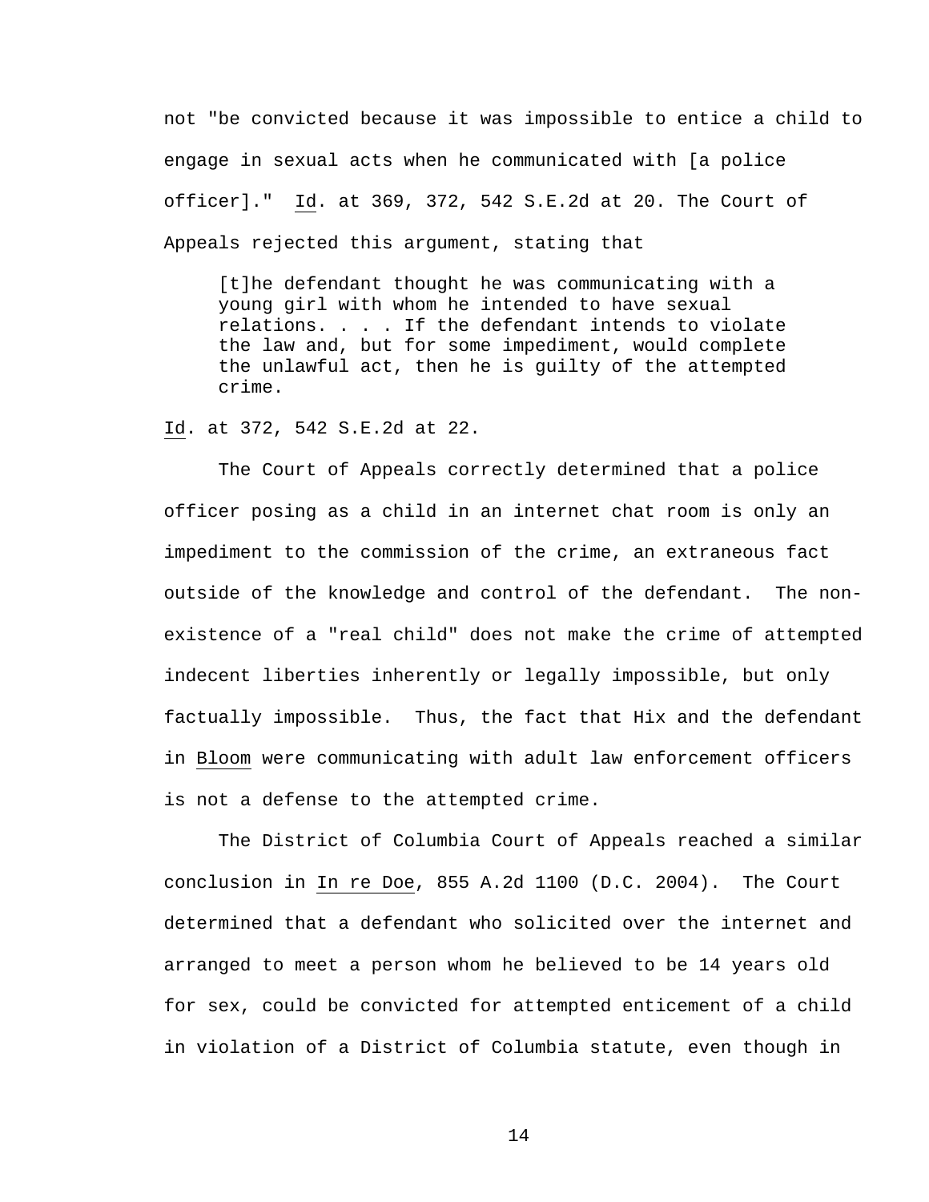not "be convicted because it was impossible to entice a child to engage in sexual acts when he communicated with [a police officer]." Id. at 369, 372, 542 S.E.2d at 20. The Court of Appeals rejected this argument, stating that

> [t]he defendant thought he was communicating with a young girl with whom he intended to have sexual relations. . . . If the defendant intends to violate the law and, but for some impediment, would complete the unlawful act, then he is guilty of the attempted crime.

Id. at 372, 542 S.E.2d at 22.

The Court of Appeals correctly determined that a police officer posing as a child in an internet chat room is only an impediment to the commission of the crime, an extraneous fact outside of the knowledge and control of the defendant. The non-existence of a "real child" does not make the crime of attempted indecent liberties inherently or legally impossible, but only factually impossible. Thus, the fact that Hix and the defendant in Bloom were communicating with adult law enforcement officers is not a defense to the attempted crime.

The District of Columbia Court of Appeals reached a similar conclusion in In re Doe, 855 A.2d 1100 (D.C. 2004). The Court determined that a defendant who solicited over the internet and arranged to meet a person whom he believed to be 14 years old for sex, could be convicted for attempted enticement of a child in violation of a District of Columbia statute, even though in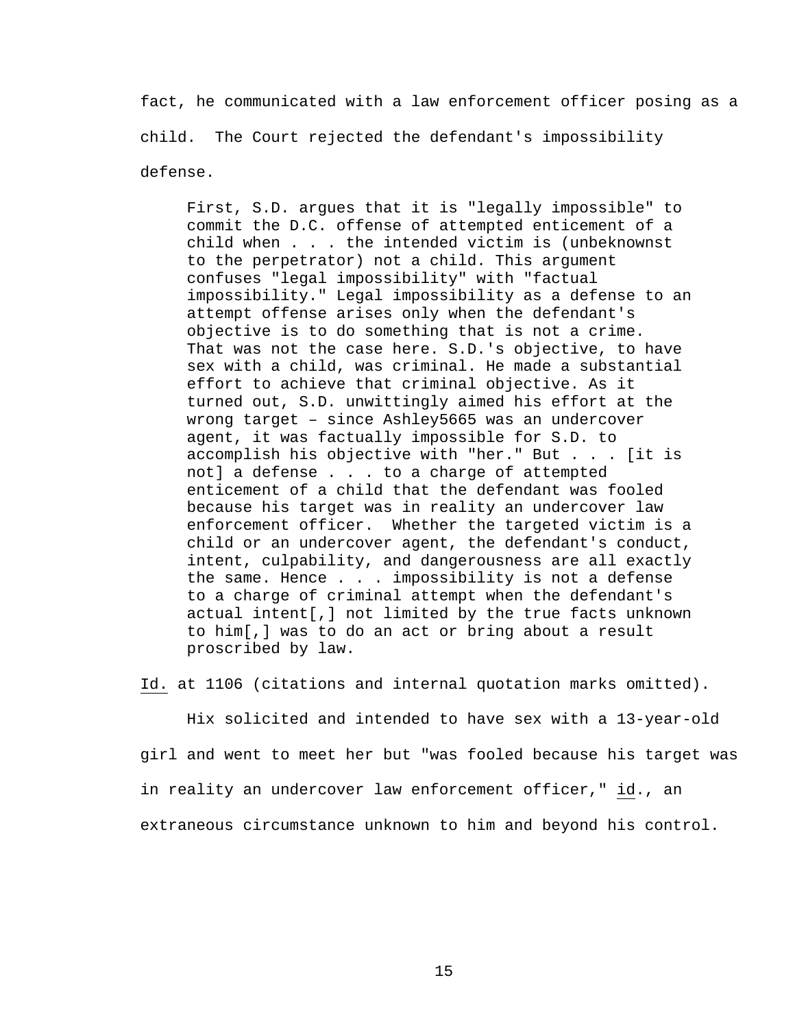fact, he communicated with a law enforcement officer posing as a child. The Court rejected the defendant's impossibility defense.

> First, S.D. argues that it is "legally impossible" to commit the D.C. offense of attempted enticement of a child when . . . the intended victim is (unbeknownst to the perpetrator) not a child. This argument confuses "legal impossibility" with "factual impossibility." Legal impossibility as a defense to an attempt offense arises only when the defendant's objective is to do something that is not a crime. That was not the case here. S.D.'s objective, to have sex with a child, was criminal. He made a substantial effort to achieve that criminal objective. As it turned out, S.D. unwittingly aimed his effort at the wrong target – since Ashley5665 was an undercover agent, it was factually impossible for S.D. to accomplish his objective with "her." But . . . [it is not] a defense . . . to a charge of attempted enticement of a child that the defendant was fooled because his target was in reality an undercover law enforcement officer. Whether the targeted victim is a child or an undercover agent, the defendant's conduct, intent, culpability, and dangerousness are all exactly the same. Hence . . . impossibility is not a defense to a charge of criminal attempt when the defendant's actual intent[,] not limited by the true facts unknown to him[,] was to do an act or bring about a result proscribed by law.

Id. at 1106 (citations and internal quotation marks omitted).

Hix solicited and intended to have sex with a 13-year-old girl and went to meet her but "was fooled because his target was in reality an undercover law enforcement officer," id., an extraneous circumstance unknown to him and beyond his control.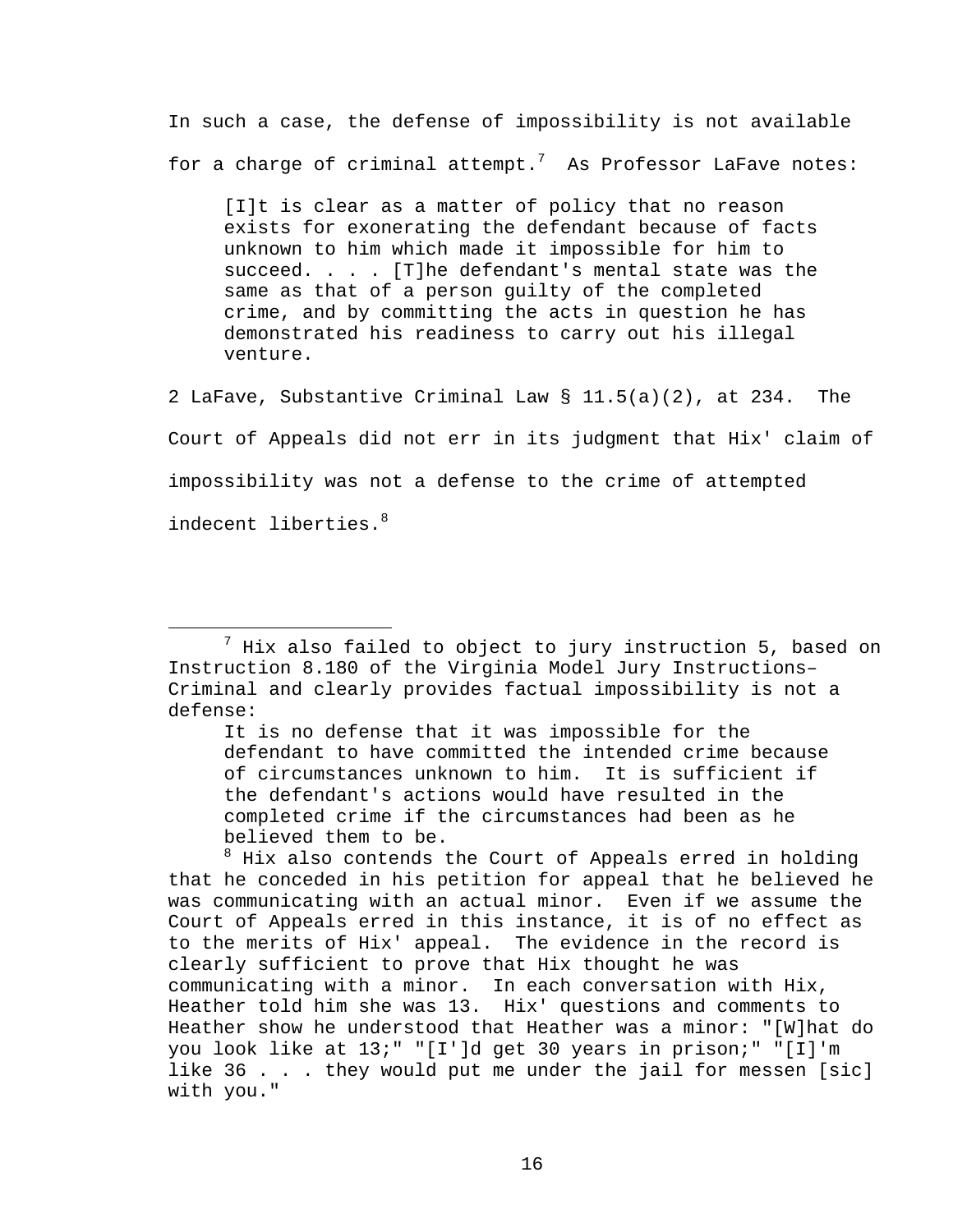In such a case, the defense of impossibility is not available for a charge of criminal attempt.[7] As Professor LaFave notes:

> [I]t is clear as a matter of policy that no reason exists for exonerating the defendant because of facts unknown to him which made it impossible for him to succeed. . . . [T]he defendant's mental state was the same as that of a person guilty of the completed crime, and by committing the acts in question he has demonstrated his readiness to carry out his illegal venture.

2 LaFave, Substantive Criminal Law § 11.5(a)(2), at 234. The Court of Appeals did not err in its judgment that Hix' claim of impossibility was not a defense to the crime of attempted indecent liberties.[8]

---

[7] Hix also failed to object to jury instruction 5, based on Instruction 8.180 of the Virginia Model Jury Instructions–Criminal and clearly provides factual impossibility is not a defense:

> It is no defense that it was impossible for the defendant to have committed the intended crime because of circumstances unknown to him. It is sufficient if the defendant's actions would have resulted in the completed crime if the circumstances had been as he believed them to be.

[8] Hix also contends the Court of Appeals erred in holding that he conceded in his petition for appeal that he believed he was communicating with an actual minor. Even if we assume the Court of Appeals erred in this instance, it is of no effect as to the merits of Hix' appeal. The evidence in the record is clearly sufficient to prove that Hix thought he was communicating with a minor. In each conversation with Hix, Heather told him she was 13. Hix' questions and comments to Heather show he understood that Heather was a minor: "[W]hat do you look like at 13;" "[I']d get 30 years in prison;" "[I]'m like 36 . . . they would put me under the jail for messen [sic] with you."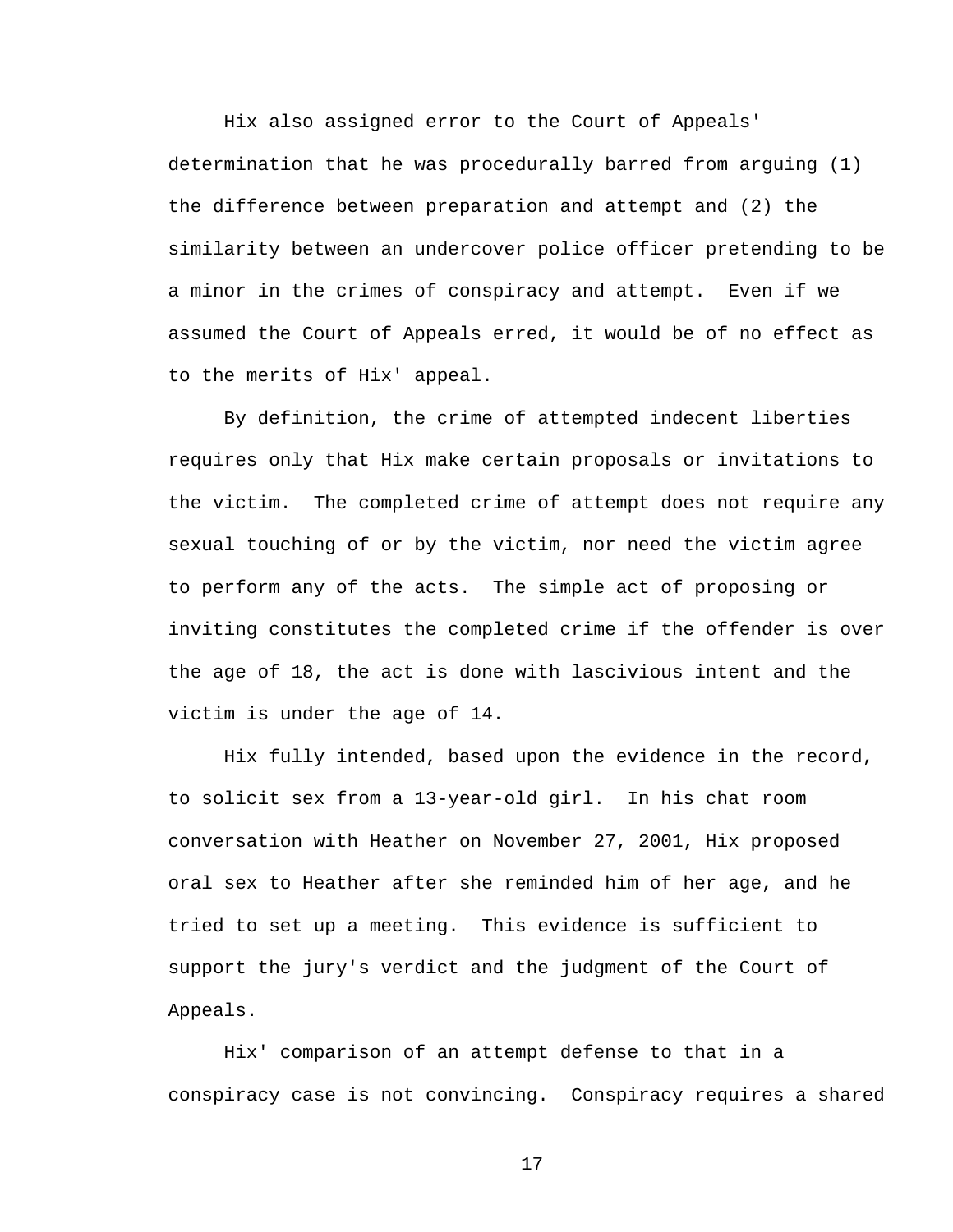Hix also assigned error to the Court of Appeals' determination that he was procedurally barred from arguing (1) the difference between preparation and attempt and (2) the similarity between an undercover police officer pretending to be a minor in the crimes of conspiracy and attempt. Even if we assumed the Court of Appeals erred, it would be of no effect as to the merits of Hix' appeal.

By definition, the crime of attempted indecent liberties requires only that Hix make certain proposals or invitations to the victim. The completed crime of attempt does not require any sexual touching of or by the victim, nor need the victim agree to perform any of the acts. The simple act of proposing or inviting constitutes the completed crime if the offender is over the age of 18, the act is done with lascivious intent and the victim is under the age of 14.

Hix fully intended, based upon the evidence in the record, to solicit sex from a 13-year-old girl. In his chat room conversation with Heather on November 27, 2001, Hix proposed oral sex to Heather after she reminded him of her age, and he tried to set up a meeting. This evidence is sufficient to support the jury's verdict and the judgment of the Court of Appeals.

Hix' comparison of an attempt defense to that in a conspiracy case is not convincing. Conspiracy requires a shared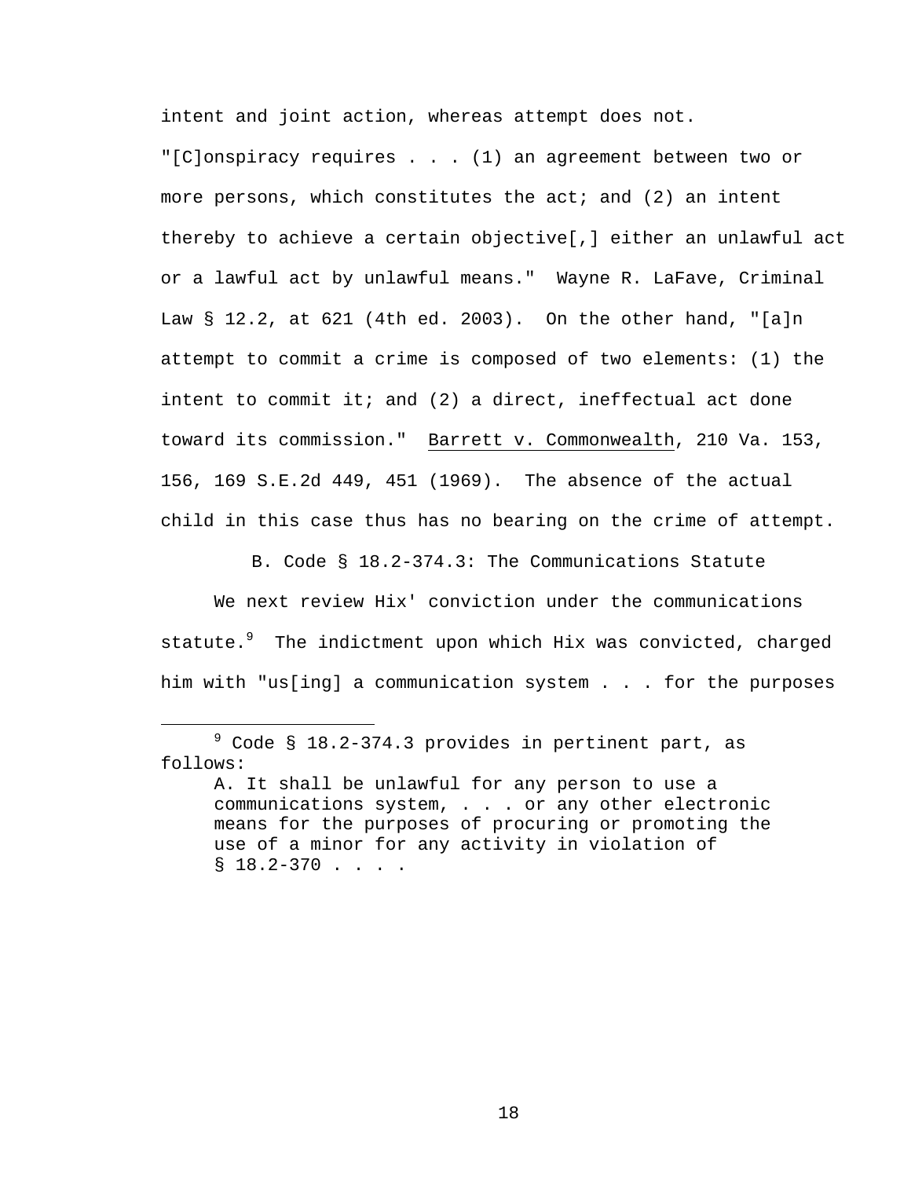intent and joint action, whereas attempt does not. "[C]onspiracy requires . . . (1) an agreement between two or more persons, which constitutes the act; and (2) an intent thereby to achieve a certain objective[,] either an unlawful act or a lawful act by unlawful means." Wayne R. LaFave, Criminal Law § 12.2, at 621 (4th ed. 2003). On the other hand, "[a]n attempt to commit a crime is composed of two elements: (1) the intent to commit it; and (2) a direct, ineffectual act done toward its commission." Barrett v. Commonwealth, 210 Va. 153, 156, 169 S.E.2d 449, 451 (1969). The absence of the actual child in this case thus has no bearing on the crime of attempt.

### B. Code § 18.2-374.3: The Communications Statute

We next review Hix' conviction under the communications statute.[9] The indictment upon which Hix was convicted, charged him with "us[ing] a communication system . . . for the purposes

---

[9] Code § 18.2-374.3 provides in pertinent part, as follows:

> A. It shall be unlawful for any person to use a communications system, . . . or any other electronic means for the purposes of procuring or promoting the use of a minor for any activity in violation of § 18.2-370 . . . .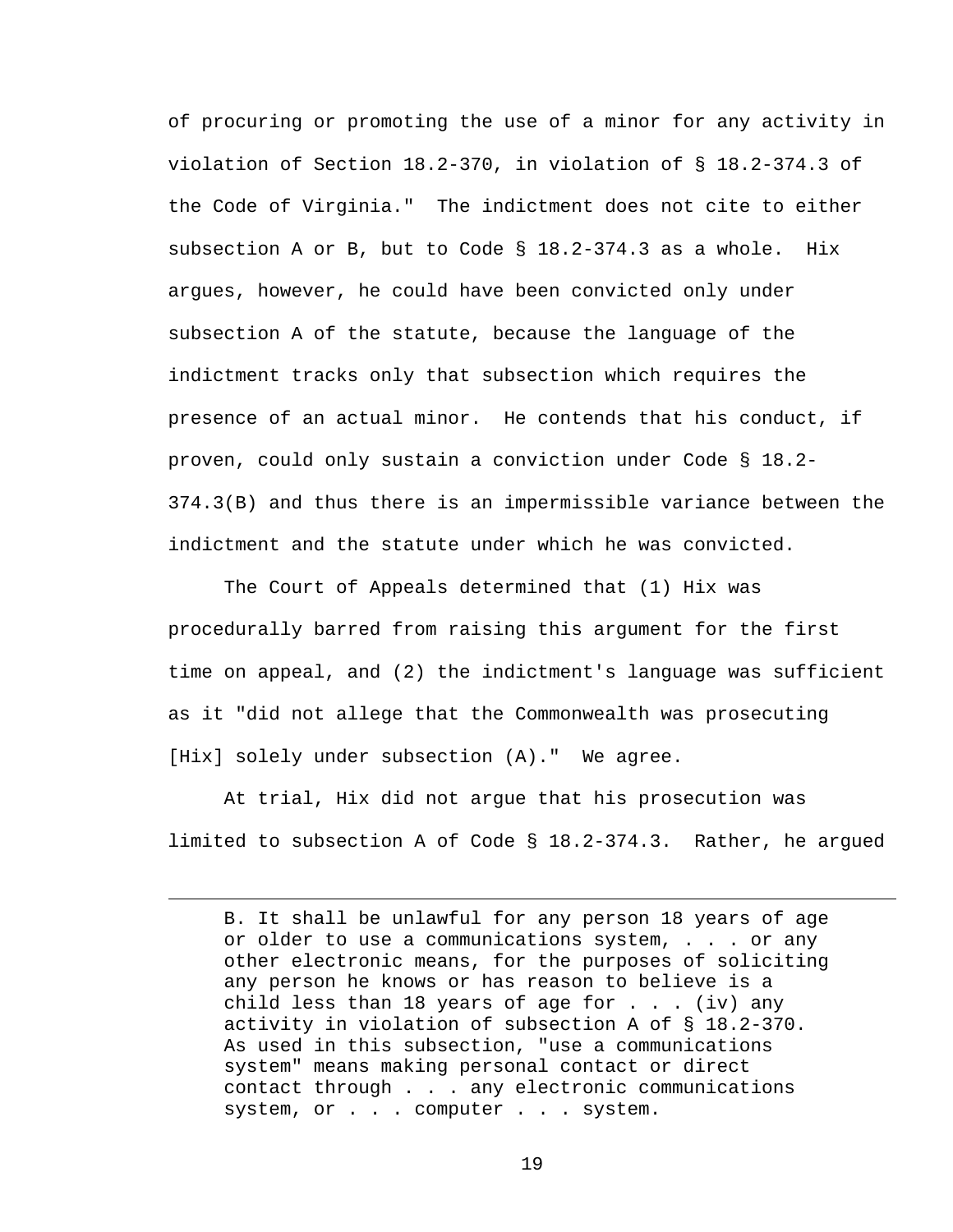of procuring or promoting the use of a minor for any activity in violation of Section 18.2-370, in violation of § 18.2-374.3 of the Code of Virginia." The indictment does not cite to either subsection A or B, but to Code § 18.2-374.3 as a whole. Hix argues, however, he could have been convicted only under subsection A of the statute, because the language of the indictment tracks only that subsection which requires the presence of an actual minor. He contends that his conduct, if proven, could only sustain a conviction under Code § 18.2-374.3(B) and thus there is an impermissible variance between the indictment and the statute under which he was convicted.

The Court of Appeals determined that (1) Hix was procedurally barred from raising this argument for the first time on appeal, and (2) the indictment's language was sufficient as it "did not allege that the Commonwealth was prosecuting [Hix] solely under subsection (A)." We agree.

At trial, Hix did not argue that his prosecution was limited to subsection A of Code § 18.2-374.3. Rather, he argued

---

> B. It shall be unlawful for any person 18 years of age or older to use a communications system, . . . or any other electronic means, for the purposes of soliciting any person he knows or has reason to believe is a child less than 18 years of age for . . . (iv) any activity in violation of subsection A of § 18.2-370. As used in this subsection, "use a communications system" means making personal contact or direct contact through . . . any electronic communications system, or . . . computer . . . system.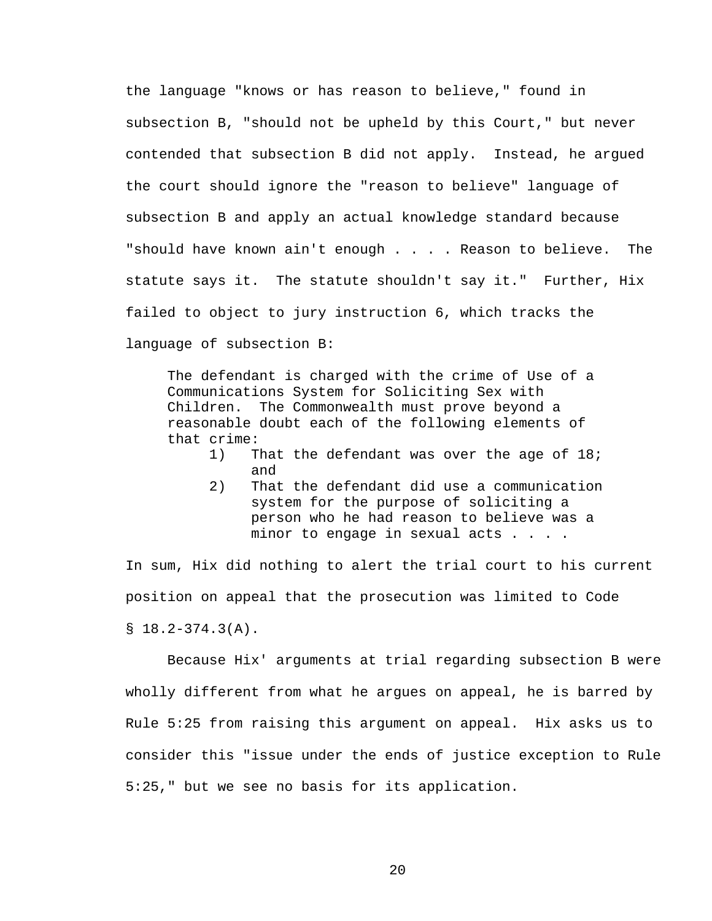the language "knows or has reason to believe," found in subsection B, "should not be upheld by this Court," but never contended that subsection B did not apply. Instead, he argued the court should ignore the "reason to believe" language of subsection B and apply an actual knowledge standard because "should have known ain't enough . . . . Reason to believe. The statute says it. The statute shouldn't say it." Further, Hix failed to object to jury instruction 6, which tracks the language of subsection B:

> The defendant is charged with the crime of Use of a Communications System for Soliciting Sex with Children. The Commonwealth must prove beyond a reasonable doubt each of the following elements of that crime:
>
> 1) That the defendant was over the age of 18; and
> 2) That the defendant did use a communication system for the purpose of soliciting a person who he had reason to believe was a minor to engage in sexual acts . . . .

In sum, Hix did nothing to alert the trial court to his current position on appeal that the prosecution was limited to Code § 18.2-374.3(A).

Because Hix' arguments at trial regarding subsection B were wholly different from what he argues on appeal, he is barred by Rule 5:25 from raising this argument on appeal. Hix asks us to consider this "issue under the ends of justice exception to Rule 5:25," but we see no basis for its application.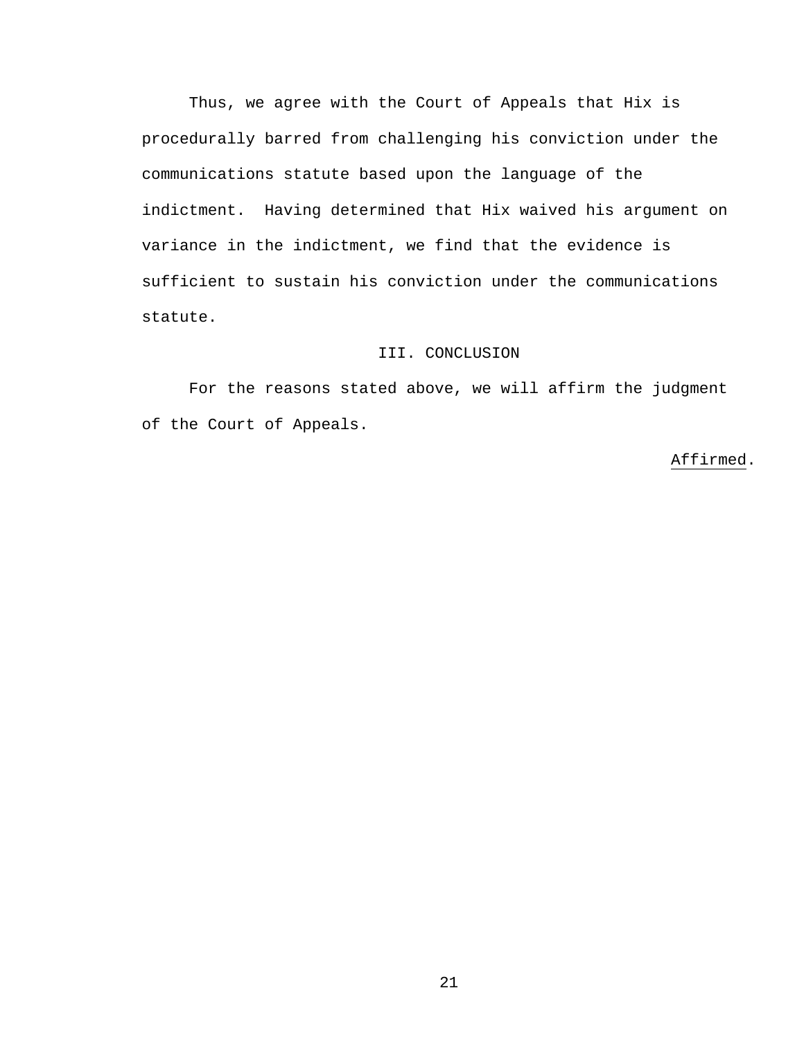Thus, we agree with the Court of Appeals that Hix is procedurally barred from challenging his conviction under the communications statute based upon the language of the indictment. Having determined that Hix waived his argument on variance in the indictment, we find that the evidence is sufficient to sustain his conviction under the communications statute.

## III. CONCLUSION

For the reasons stated above, we will affirm the judgment of the Court of Appeals.

Affirmed.